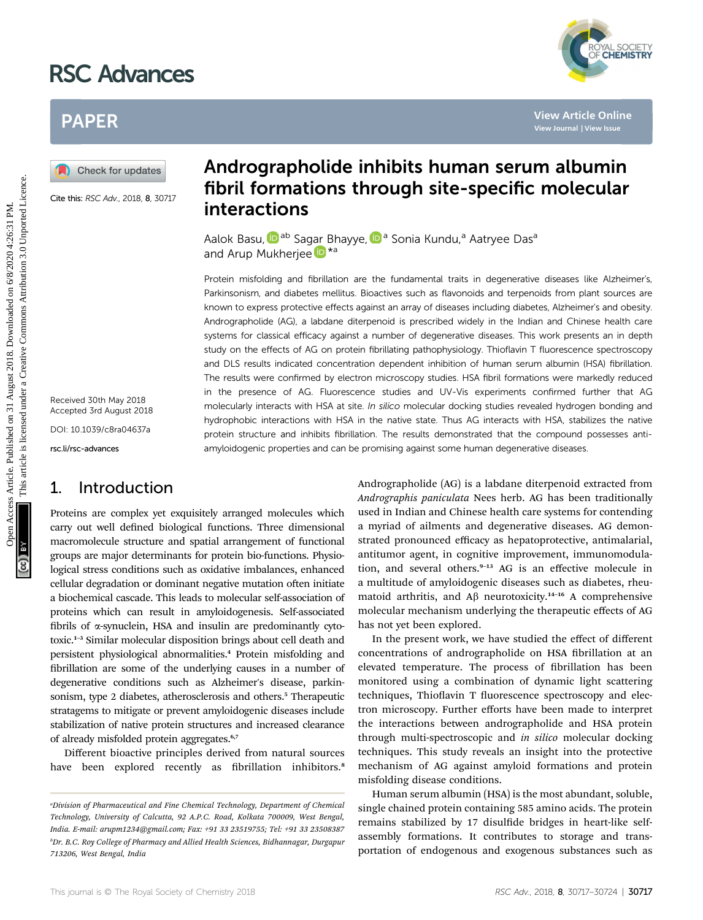# Andrographolide inhibits human serum albumin fibril formations through site-specific molecular interactions

Aalok Basu,[ab] Sagar Bhayye,[a] Sonia Kundu,[a] Aatryee Das[a] and Arup Mukherjee[*a]

Cite this: *RSC Adv.*, 2018, **8**, 30717

Received 30th May 2018
Accepted 3rd August 2018

DOI: 10.1039/c8ra04637a

rsc.li/rsc-advances

Protein misfolding and fibrillation are the fundamental traits in degenerative diseases like Alzheimer's, Parkinsonism, and diabetes mellitus. Bioactives such as flavonoids and terpenoids from plant sources are known to express protective effects against an array of diseases including diabetes, Alzheimer's and obesity. Andrographolide (AG), a labdane diterpenoid is prescribed widely in the Indian and Chinese health care systems for classical efficacy against a number of degenerative diseases. This work presents an in depth study on the effects of AG on protein fibrillating pathophysiology. Thioflavin T fluorescence spectroscopy and DLS results indicated concentration dependent inhibition of human serum albumin (HSA) fibrillation. The results were confirmed by electron microscopy studies. HSA fibril formations were markedly reduced in the presence of AG. Fluorescence studies and UV-Vis experiments confirmed further that AG molecularly interacts with HSA at site. *In silico* molecular docking studies revealed hydrogen bonding and hydrophobic interactions with HSA in the native state. Thus AG interacts with HSA, stabilizes the native protein structure and inhibits fibrillation. The results demonstrated that the compound possesses anti-amyloidogenic properties and can be promising against some human degenerative diseases.

## 1. Introduction

Proteins are complex yet exquisitely arranged molecules which carry out well defined biological functions. Three dimensional macromolecule structure and spatial arrangement of functional groups are major determinants for protein bio-functions. Physiological stress conditions such as oxidative imbalances, enhanced cellular degradation or dominant negative mutation often initiate a biochemical cascade. This leads to molecular self-association of proteins which can result in amyloidogenesis. Self-associated fibrils of α-synuclein, HSA and insulin are predominantly cytotoxic.[1–3] Similar molecular disposition brings about cell death and persistent physiological abnormalities.[4] Protein misfolding and fibrillation are some of the underlying causes in a number of degenerative conditions such as Alzheimer's disease, parkinsonism, type 2 diabetes, atherosclerosis and others.[5] Therapeutic stratagems to mitigate or prevent amyloidogenic diseases include stabilization of native protein structures and increased clearance of already misfolded protein aggregates.[6,7]

Different bioactive principles derived from natural sources have been explored recently as fibrillation inhibitors.[8] Andrographolide (AG) is a labdane diterpenoid extracted from *Andrographis paniculata* Nees herb. AG has been traditionally used in Indian and Chinese health care systems for contending a myriad of ailments and degenerative diseases. AG demonstrated pronounced efficacy as hepatoprotective, antimalarial, antitumor agent, in cognitive improvement, immunomodulation, and several others.[9–13] AG is an effective molecule in a multitude of amyloidogenic diseases such as diabetes, rheumatoid arthritis, and Aβ neurotoxicity.[14–16] A comprehensive molecular mechanism underlying the therapeutic effects of AG has not yet been explored.

In the present work, we have studied the effect of different concentrations of andrographolide on HSA fibrillation at an elevated temperature. The process of fibrillation has been monitored using a combination of dynamic light scattering techniques, Thioflavin T fluorescence spectroscopy and electron microscopy. Further efforts have been made to interpret the interactions between andrographolide and HSA protein through multi-spectroscopic and *in silico* molecular docking techniques. This study reveals an insight into the protective mechanism of AG against amyloid formations and protein misfolding disease conditions.

Human serum albumin (HSA) is the most abundant, soluble, single chained protein containing 585 amino acids. The protein remains stabilized by 17 disulfide bridges in heart-like self-assembly formations. It contributes to storage and transportation of endogenous and exogenous substances such as

[a] Division of Pharmaceutical and Fine Chemical Technology, Department of Chemical Technology, University of Calcutta, 92 A.P.C. Road, Kolkata 700009, West Bengal, India. E-mail: arupm1234@gmail.com; Fax: +91 33 23519755; Tel: +91 33 23508387

[b] Dr. B.C. Roy College of Pharmacy and Allied Health Sciences, Bidhannagar, Durgapur 713206, West Bengal, India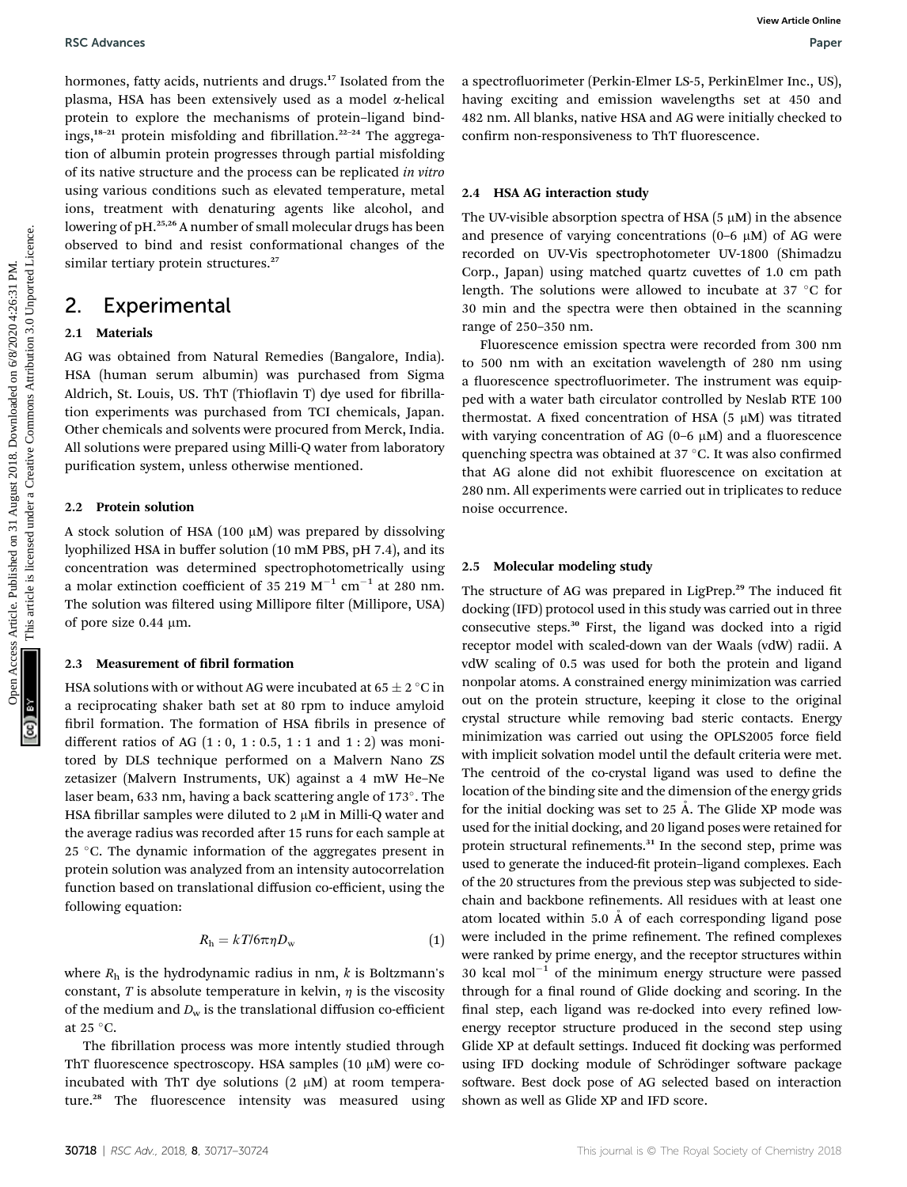hormones, fatty acids, nutrients and drugs.[17] Isolated from the plasma, HSA has been extensively used as a model α-helical protein to explore the mechanisms of protein–ligand bindings,[18–21] protein misfolding and fibrillation.[22–24] The aggregation of albumin protein progresses through partial misfolding of its native structure and the process can be replicated *in vitro* using various conditions such as elevated temperature, metal ions, treatment with denaturing agents like alcohol, and lowering of pH.[25,26] A number of small molecular drugs has been observed to bind and resist conformational changes of the similar tertiary protein structures.[27]

## 2. Experimental

### 2.1 Materials

AG was obtained from Natural Remedies (Bangalore, India). HSA (human serum albumin) was purchased from Sigma Aldrich, St. Louis, US. ThT (Thioflavin T) dye used for fibrillation experiments was purchased from TCI chemicals, Japan. Other chemicals and solvents were procured from Merck, India. All solutions were prepared using Milli-Q water from laboratory purification system, unless otherwise mentioned.

### 2.2 Protein solution

A stock solution of HSA (100 μM) was prepared by dissolving lyophilized HSA in buffer solution (10 mM PBS, pH 7.4), and its concentration was determined spectrophotometrically using a molar extinction coefficient of 35 219 $M^{-1}$ $cm^{-1}$ at 280 nm. The solution was filtered using Millipore filter (Millipore, USA) of pore size 0.44 μm.

### 2.3 Measurement of fibril formation

HSA solutions with or without AG were incubated at 65 ± 2 °C in a reciprocating shaker bath set at 80 rpm to induce amyloid fibril formation. The formation of HSA fibrils in presence of different ratios of AG (1 : 0, 1 : 0.5, 1 : 1 and 1 : 2) was monitored by DLS technique performed on a Malvern Nano ZS zetasizer (Malvern Instruments, UK) against a 4 mW He–Ne laser beam, 633 nm, having a back scattering angle of 173°. The HSA fibrillar samples were diluted to 2 μM in Milli-Q water and the average radius was recorded after 15 runs for each sample at 25 °C. The dynamic information of the aggregates present in protein solution was analyzed from an intensity autocorrelation function based on translational diffusion co-efficient, using the following equation:

$$R_h = kT/6\pi\eta D_w \quad (1)$$

where $R_h$ is the hydrodynamic radius in nm, $k$ is Boltzmann's constant, $T$ is absolute temperature in kelvin, $\eta$ is the viscosity of the medium and $D_w$ is the translational diffusion co-efficient at 25 °C.

The fibrillation process was more intently studied through ThT fluorescence spectroscopy. HSA samples (10 μM) were co-incubated with ThT dye solutions (2 μM) at room temperature.[28] The fluorescence intensity was measured using a spectrofluorimeter (Perkin-Elmer LS-5, PerkinElmer Inc., US), having exciting and emission wavelengths set at 450 and 482 nm. All blanks, native HSA and AG were initially checked to confirm non-responsiveness to ThT fluorescence.

### 2.4 HSA AG interaction study

The UV-visible absorption spectra of HSA (5 μM) in the absence and presence of varying concentrations (0–6 μM) of AG were recorded on UV-Vis spectrophotometer UV-1800 (Shimadzu Corp., Japan) using matched quartz cuvettes of 1.0 cm path length. The solutions were allowed to incubate at 37 °C for 30 min and the spectra were then obtained in the scanning range of 250–350 nm.

Fluorescence emission spectra were recorded from 300 nm to 500 nm with an excitation wavelength of 280 nm using a fluorescence spectrofluorimeter. The instrument was equipped with a water bath circulator controlled by Neslab RTE 100 thermostat. A fixed concentration of HSA (5 μM) was titrated with varying concentration of AG (0–6 μM) and a fluorescence quenching spectra was obtained at 37 °C. It was also confirmed that AG alone did not exhibit fluorescence on excitation at 280 nm. All experiments were carried out in triplicates to reduce noise occurrence.

### 2.5 Molecular modeling study

The structure of AG was prepared in LigPrep.[29] The induced fit docking (IFD) protocol used in this study was carried out in three consecutive steps.[30] First, the ligand was docked into a rigid receptor model with scaled-down van der Waals (vdW) radii. A vdW scaling of 0.5 was used for both the protein and ligand nonpolar atoms. A constrained energy minimization was carried out on the protein structure, keeping it close to the original crystal structure while removing bad steric contacts. Energy minimization was carried out using the OPLS2005 force field with implicit solvation model until the default criteria were met. The centroid of the co-crystal ligand was used to define the location of the binding site and the dimension of the energy grids for the initial docking was set to 25 Å. The Glide XP mode was used for the initial docking, and 20 ligand poses were retained for protein structural refinements.[31] In the second step, prime was used to generate the induced-fit protein–ligand complexes. Each of the 20 structures from the previous step was subjected to side-chain and backbone refinements. All residues with at least one atom located within 5.0 Å of each corresponding ligand pose were included in the prime refinement. The refined complexes were ranked by prime energy, and the receptor structures within 30 kcal $mol^{-1}$ of the minimum energy structure were passed through for a final round of Glide docking and scoring. In the final step, each ligand was re-docked into every refined low-energy receptor structure produced in the second step using Glide XP at default settings. Induced fit docking was performed using IFD docking module of Schrödinger software package software. Best dock pose of AG selected based on interaction shown as well as Glide XP and IFD score.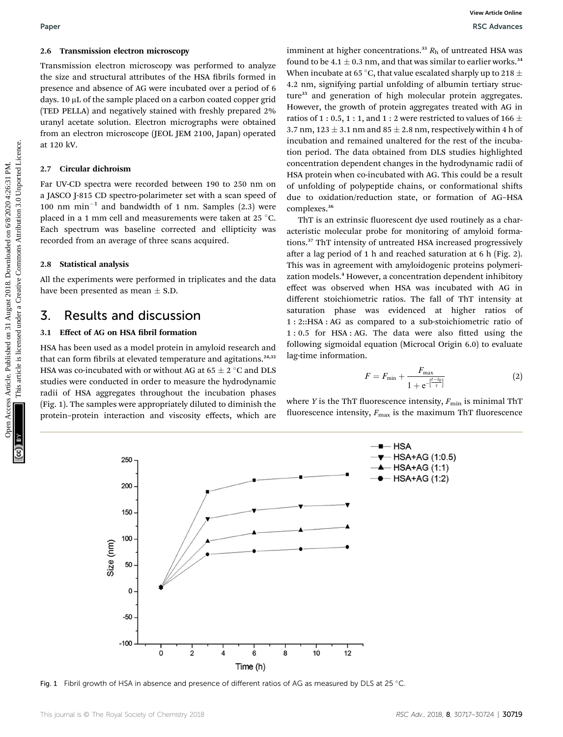### 2.6 Transmission electron microscopy

Transmission electron microscopy was performed to analyze the size and structural attributes of the HSA fibrils formed in presence and absence of AG were incubated over a period of 6 days. 10 μL of the sample placed on a carbon coated copper grid (TED PELLA) and negatively stained with freshly prepared 2% uranyl acetate solution. Electron micrographs were obtained from an electron microscope (JEOL JEM 2100, Japan) operated at 120 kV.

### 2.7 Circular dichroism

Far UV-CD spectra were recorded between 190 to 250 nm on a JASCO J-815 CD spectro-polarimeter set with a scan speed of 100 nm $min^{-1}$ and bandwidth of 1 nm. Samples (2.3) were placed in a 1 mm cell and measurements were taken at 25 °C. Each spectrum was baseline corrected and ellipticity was recorded from an average of three scans acquired.

### 2.8 Statistical analysis

All the experiments were performed in triplicates and the data have been presented as mean ± S.D.

## 3. Results and discussion

### 3.1 Effect of AG on HSA fibril formation

HSA has been used as a model protein in amyloid research and that can form fibrils at elevated temperature and agitations.[24,32] HSA was co-incubated with or without AG at 65 ± 2 °C and DLS studies were conducted in order to measure the hydrodynamic radii of HSA aggregates throughout the incubation phases (Fig. 1). The samples were appropriately diluted to diminish the protein–protein interaction and viscosity effects, which are imminent at higher concentrations.[33] $R_h$ of untreated HSA was found to be 4.1 ± 0.3 nm, and that was similar to earlier works.[34] When incubate at 65 °C, that value escalated sharply up to 218 ± 4.2 nm, signifying partial unfolding of albumin tertiary structure[35] and generation of high molecular protein aggregates. However, the growth of protein aggregates treated with AG in ratios of 1 : 0.5, 1 : 1, and 1 : 2 were restricted to values of 166 ± 3.7 nm, 123 ± 3.1 nm and 85 ± 2.8 nm, respectively within 4 h of incubation and remained unaltered for the rest of the incubation period. The data obtained from DLS studies highlighted concentration dependent changes in the hydrodynamic radii of HSA protein when co-incubated with AG. This could be a result of unfolding of polypeptide chains, or conformational shifts due to oxidation/reduction state, or formation of AG–HSA complexes.[36]

ThT is an extrinsic fluorescent dye used routinely as a characteristic molecular probe for monitoring of amyloid formations.[37] ThT intensity of untreated HSA increased progressively after a lag period of 1 h and reached saturation at 6 h (Fig. 2). This was in agreement with amyloidogenic proteins polymerization models.[4] However, a concentration dependent inhibitory effect was observed when HSA was incubated with AG in different stoichiometric ratios. The fall of ThT intensity at saturation phase was evidenced at higher ratios of 1 : 2::HSA : AG as compared to a sub-stoichiometric ratio of 1 : 0.5 for HSA : AG. The data were also fitted using the following sigmoidal equation (Microcal Origin 6.0) to evaluate lag-time information.

$$F = F_{\min} + \frac{F_{\max}}{1 + e^{-\left[\frac{t-t_0}{\tau}\right]}} \tag{2}$$

where $Y$ is the ThT fluorescence intensity, $F_{\min}$ is minimal ThT fluorescence intensity, $F_{\max}$ is the maximum ThT fluorescence

Fig. 1 Fibril growth of HSA in absence and presence of different ratios of AG as measured by DLS at 25 °C.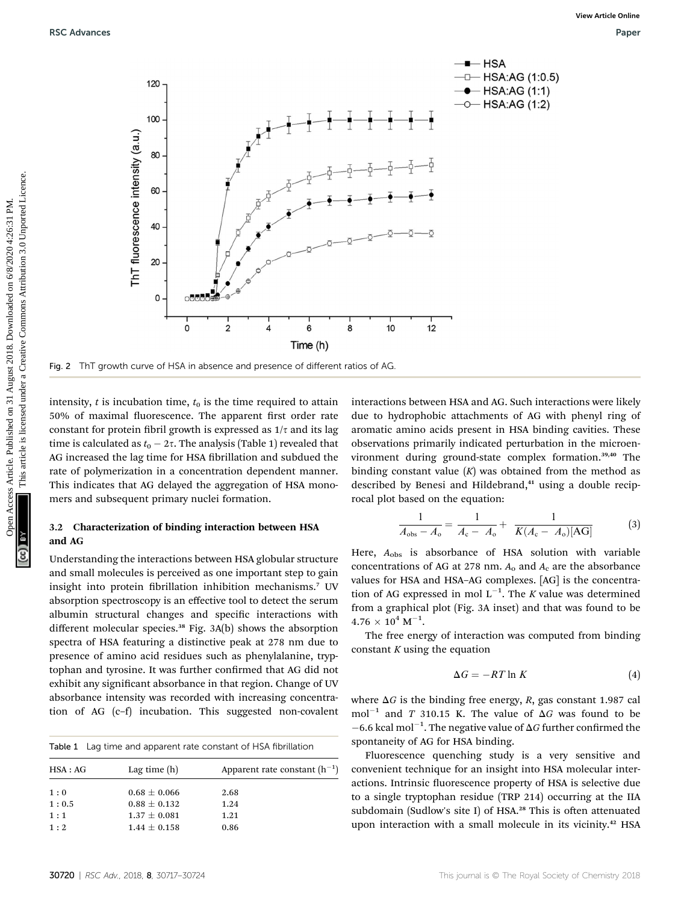Fig. 2 ThT growth curve of HSA in absence and presence of different ratios of AG.

intensity, $t$ is incubation time, $t_0$ is the time required to attain 50% of maximal fluorescence. The apparent first order rate constant for protein fibril growth is expressed as $1/\tau$ and its lag time is calculated as $t_0 - 2\tau$. The analysis (Table 1) revealed that AG increased the lag time for HSA fibrillation and subdued the rate of polymerization in a concentration dependent manner. This indicates that AG delayed the aggregation of HSA monomers and subsequent primary nuclei formation.

### 3.2 Characterization of binding interaction between HSA and AG

Understanding the interactions between HSA globular structure and small molecules is perceived as one important step to gain insight into protein fibrillation inhibition mechanisms.[7] UV absorption spectroscopy is an effective tool to detect the serum albumin structural changes and specific interactions with different molecular species.[38] Fig. 3A(b) shows the absorption spectra of HSA featuring a distinctive peak at 278 nm due to presence of amino acid residues such as phenylalanine, tryptophan and tyrosine. It was further confirmed that AG did not exhibit any significant absorbance in that region. Change of UV absorbance intensity was recorded with increasing concentration of AG (c–f) incubation. This suggested non-covalent interactions between HSA and AG. Such interactions were likely due to hydrophobic attachments of AG with phenyl ring of aromatic amino acids present in HSA binding cavities. These observations primarily indicated perturbation in the microenvironment during ground-state complex formation.[39,40] The binding constant value ($K$) was obtained from the method as described by Benesi and Hildebrand,[41] using a double reciprocal plot based on the equation:

$$\frac{1}{A_{\text{obs}} - A_{\text{o}}} = \frac{1}{A_{\text{c}} - A_{\text{o}}} + \frac{1}{K(A_{\text{c}} - A_{\text{o}})[\text{AG}]} \tag{3}$$

Here, $A_{\text{obs}}$ is absorbance of HSA solution with variable concentrations of AG at 278 nm. $A_{\text{o}}$ and $A_{\text{c}}$ are the absorbance values for HSA and HSA–AG complexes. [AG] is the concentration of AG expressed in mol $\text{L}^{-1}$. The $K$ value was determined from a graphical plot (Fig. 3A inset) and that was found to be $4.76 \times 10^4\ \text{M}^{-1}$.

The free energy of interaction was computed from binding constant $K$ using the equation

$$\Delta G = -RT \ln K \tag{4}$$

where $\Delta G$ is the binding free energy, $R$, gas constant 1.987 cal $\text{mol}^{-1}$ and $T$ 310.15 K. The value of $\Delta G$ was found to be $-6.6$ kcal $\text{mol}^{-1}$. The negative value of $\Delta G$ further confirmed the spontaneity of AG for HSA binding.

Fluorescence quenching study is a very sensitive and convenient technique for an insight into HSA molecular interactions. Intrinsic fluorescence property of HSA is selective due to a single tryptophan residue (TRP 214) occurring at the IIA subdomain (Sudlow's site I) of HSA.[28] This is often attenuated upon interaction with a small molecule in its vicinity.[42] HSA

Table 1 Lag time and apparent rate constant of HSA fibrillation

| HSA : AG | Lag time (h) | Apparent rate constant ($\text{h}^{-1}$) |
|---|---|---|
| 1 : 0 | 0.68 ± 0.066 | 2.68 |
| 1 : 0.5 | 0.88 ± 0.132 | 1.24 |
| 1 : 1 | 1.37 ± 0.081 | 1.21 |
| 1 : 2 | 1.44 ± 0.158 | 0.86 |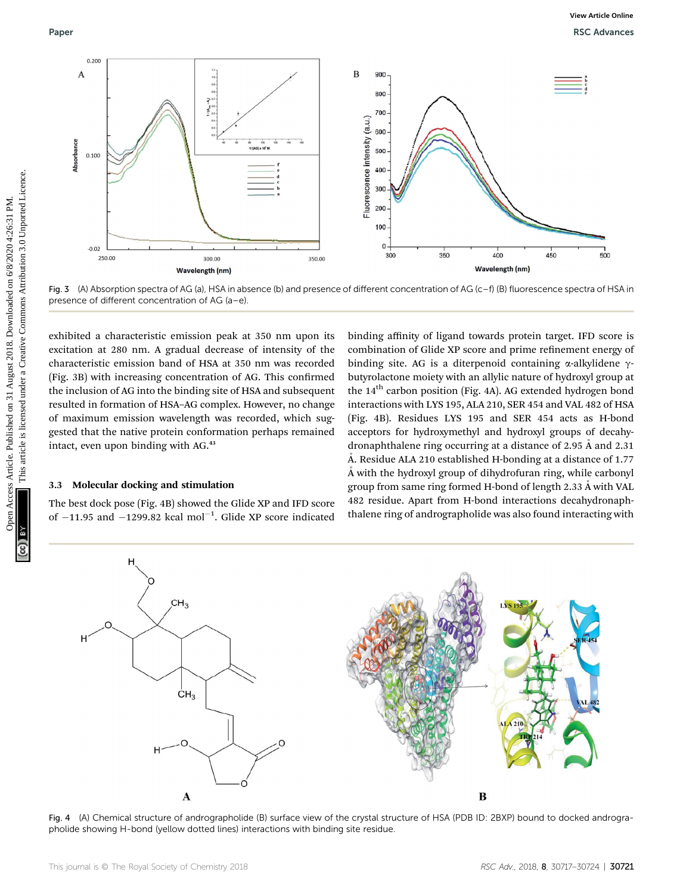Fig. 3 (A) Absorption spectra of AG (a), HSA in absence (b) and presence of different concentration of AG (c–f) (B) fluorescence spectra of HSA in presence of different concentration of AG (a–e).

exhibited a characteristic emission peak at 350 nm upon its excitation at 280 nm. A gradual decrease of intensity of the characteristic emission band of HSA at 350 nm was recorded (Fig. 3B) with increasing concentration of AG. This confirmed the inclusion of AG into the binding site of HSA and subsequent resulted in formation of HSA–AG complex. However, no change of maximum emission wavelength was recorded, which suggested that the native protein conformation perhaps remained intact, even upon binding with AG.[43]

### 3.3 Molecular docking and stimulation

The best dock pose (Fig. 4B) showed the Glide XP and IFD score of −11.95 and −1299.82 kcal mol$^{-1}$. Glide XP score indicated binding affinity of ligand towards protein target. IFD score is combination of Glide XP score and prime refinement energy of binding site. AG is a diterpenoid containing α-alkylidene γ-butyrolactone moiety with an allylic nature of hydroxyl group at the 14$^{th}$ carbon position (Fig. 4A). AG extended hydrogen bond interactions with LYS 195, ALA 210, SER 454 and VAL 482 of HSA (Fig. 4B). Residues LYS 195 and SER 454 acts as H-bond acceptors for hydroxymethyl and hydroxyl groups of decahydronaphthalene ring occurring at a distance of 2.95 Å and 2.31 Å. Residue ALA 210 established H-bonding at a distance of 1.77 Å with the hydroxyl group of dihydrofuran ring, while carbonyl group from same ring formed H-bond of length 2.33 Å with VAL 482 residue. Apart from H-bond interactions decahydronaphthalene ring of andrographolide was also found interacting with

Fig. 4 (A) Chemical structure of andrographolide (B) surface view of the crystal structure of HSA (PDB ID: 2BXP) bound to docked andrographolide showing H-bond (yellow dotted lines) interactions with binding site residue.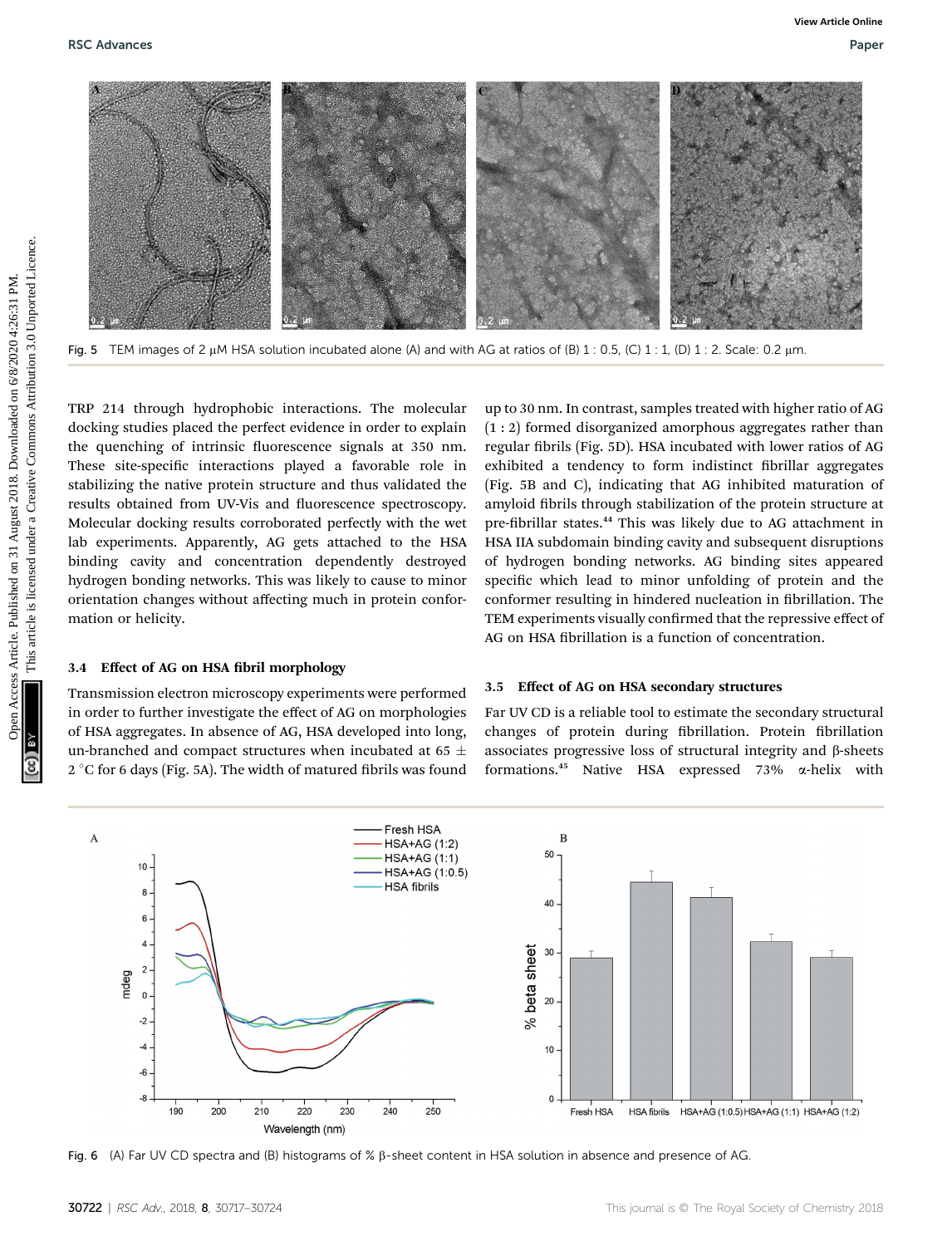Fig. 5 TEM images of 2 μM HSA solution incubated alone (A) and with AG at ratios of (B) 1 : 0.5, (C) 1 : 1, (D) 1 : 2. Scale: 0.2 μm.

TRP 214 through hydrophobic interactions. The molecular docking studies placed the perfect evidence in order to explain the quenching of intrinsic fluorescence signals at 350 nm. These site-specific interactions played a favorable role in stabilizing the native protein structure and thus validated the results obtained from UV-Vis and fluorescence spectroscopy. Molecular docking results corroborated perfectly with the wet lab experiments. Apparently, AG gets attached to the HSA binding cavity and concentration dependently destroyed hydrogen bonding networks. This was likely to cause to minor orientation changes without affecting much in protein conformation or helicity.

### 3.4 Effect of AG on HSA fibril morphology

Transmission electron microscopy experiments were performed in order to further investigate the effect of AG on morphologies of HSA aggregates. In absence of AG, HSA developed into long, un-branched and compact structures when incubated at 65 ± 2 °C for 6 days (Fig. 5A). The width of matured fibrils was found up to 30 nm. In contrast, samples treated with higher ratio of AG (1 : 2) formed disorganized amorphous aggregates rather than regular fibrils (Fig. 5D). HSA incubated with lower ratios of AG exhibited a tendency to form indistinct fibrillar aggregates (Fig. 5B and C), indicating that AG inhibited maturation of amyloid fibrils through stabilization of the protein structure at pre-fibrillar states.[44] This was likely due to AG attachment in HSA IIA subdomain binding cavity and subsequent disruptions of hydrogen bonding networks. AG binding sites appeared specific which lead to minor unfolding of protein and the conformer resulting in hindered nucleation in fibrillation. The TEM experiments visually confirmed that the repressive effect of AG on HSA fibrillation is a function of concentration.

### 3.5 Effect of AG on HSA secondary structures

Far UV CD is a reliable tool to estimate the secondary structural changes of protein during fibrillation. Protein fibrillation associates progressive loss of structural integrity and β-sheets formations.[45] Native HSA expressed 73% α-helix with

Fig. 6 (A) Far UV CD spectra and (B) histograms of % β-sheet content in HSA solution in absence and presence of AG.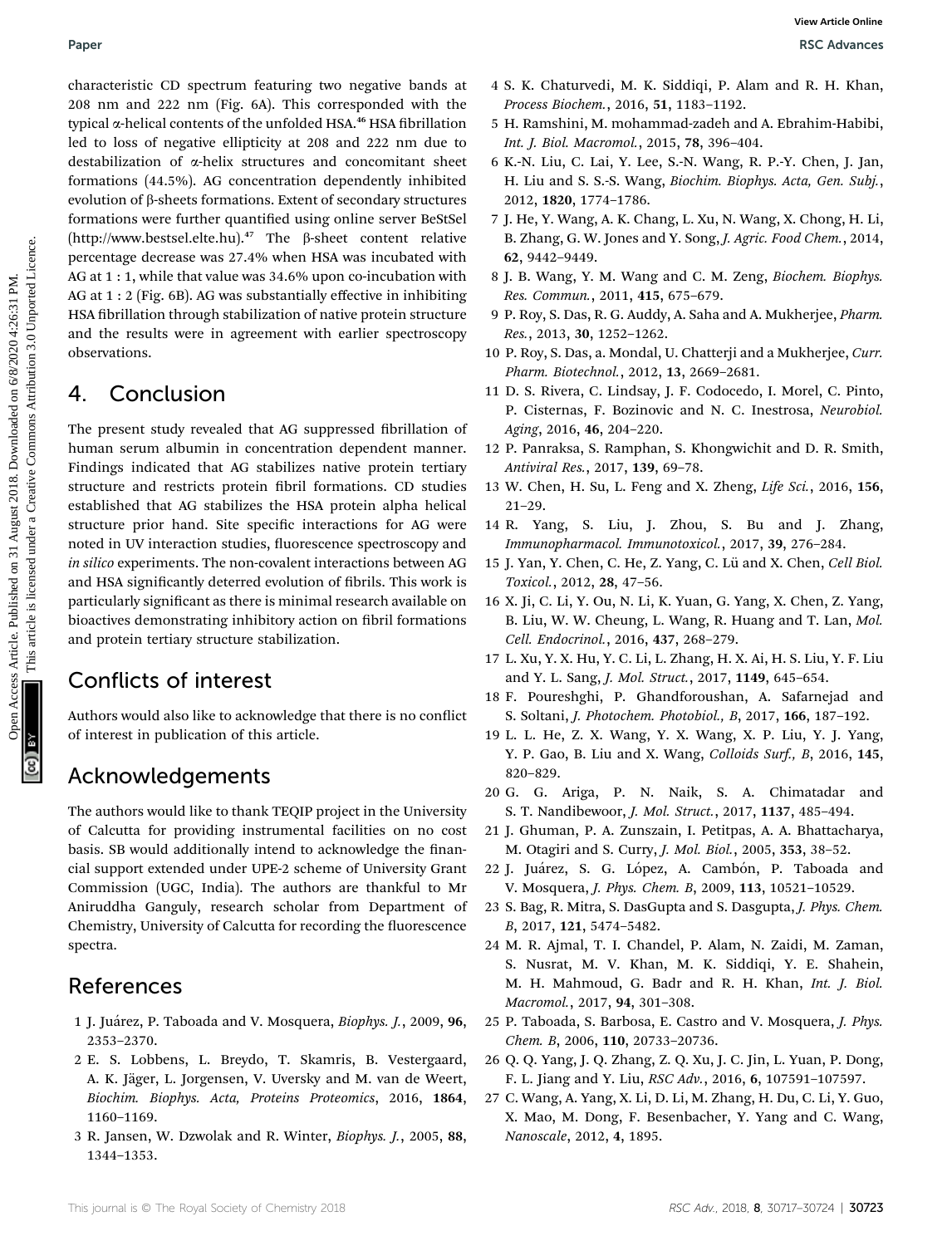characteristic CD spectrum featuring two negative bands at 208 nm and 222 nm (Fig. 6A). This corresponded with the typical α-helical contents of the unfolded HSA.[46] HSA fibrillation led to loss of negative ellipticity at 208 and 222 nm due to destabilization of α-helix structures and concomitant sheet formations (44.5%). AG concentration dependently inhibited evolution of β-sheets formations. Extent of secondary structures formations were further quantified using online server BeStSel (http://www.bestsel.elte.hu).[47] The β-sheet content relative percentage decrease was 27.4% when HSA was incubated with AG at 1 : 1, while that value was 34.6% upon co-incubation with AG at 1 : 2 (Fig. 6B). AG was substantially effective in inhibiting HSA fibrillation through stabilization of native protein structure and the results were in agreement with earlier spectroscopy observations.

# 4. Conclusion

The present study revealed that AG suppressed fibrillation of human serum albumin in concentration dependent manner. Findings indicated that AG stabilizes native protein tertiary structure and restricts protein fibril formations. CD studies established that AG stabilizes the HSA protein alpha helical structure prior hand. Site specific interactions for AG were noted in UV interaction studies, fluorescence spectroscopy and *in silico* experiments. The non-covalent interactions between AG and HSA significantly deterred evolution of fibrils. This work is particularly significant as there is minimal research available on bioactives demonstrating inhibitory action on fibril formations and protein tertiary structure stabilization.

## Conflicts of interest

Authors would also like to acknowledge that there is no conflict of interest in publication of this article.

## Acknowledgements

The authors would like to thank TEQIP project in the University of Calcutta for providing instrumental facilities on no cost basis. SB would additionally intend to acknowledge the financial support extended under UPE-2 scheme of University Grant Commission (UGC, India). The authors are thankful to Mr Aniruddha Ganguly, research scholar from Department of Chemistry, University of Calcutta for recording the fluorescence spectra.

## References

1 J. Juárez, P. Taboada and V. Mosquera, *Biophys. J.*, 2009, **96**, 2353–2370.

2 E. S. Lobbens, L. Breydo, T. Skamris, B. Vestergaard, A. K. Jäger, L. Jorgensen, V. Uversky and M. van de Weert, *Biochim. Biophys. Acta, Proteins Proteomics*, 2016, **1864**, 1160–1169.

3 R. Jansen, W. Dzwolak and R. Winter, *Biophys. J.*, 2005, **88**, 1344–1353.

4 S. K. Chaturvedi, M. K. Siddiqi, P. Alam and R. H. Khan, *Process Biochem.*, 2016, **51**, 1183–1192.

5 H. Ramshini, M. mohammad-zadeh and A. Ebrahim-Habibi, *Int. J. Biol. Macromol.*, 2015, **78**, 396–404.

6 K.-N. Liu, C. Lai, Y. Lee, S.-N. Wang, R. P.-Y. Chen, J. Jan, H. Liu and S. S.-S. Wang, *Biochim. Biophys. Acta, Gen. Subj.*, 2012, **1820**, 1774–1786.

7 J. He, Y. Wang, A. K. Chang, L. Xu, N. Wang, X. Chong, H. Li, B. Zhang, G. W. Jones and Y. Song, *J. Agric. Food Chem.*, 2014, **62**, 9442–9449.

8 J. B. Wang, Y. M. Wang and C. M. Zeng, *Biochem. Biophys. Res. Commun.*, 2011, **415**, 675–679.

9 P. Roy, S. Das, R. G. Auddy, A. Saha and A. Mukherjee, *Pharm. Res.*, 2013, **30**, 1252–1262.

10 P. Roy, S. Das, a. Mondal, U. Chatterji and a Mukherjee, *Curr. Pharm. Biotechnol.*, 2012, **13**, 2669–2681.

11 D. S. Rivera, C. Lindsay, J. F. Codocedo, I. Morel, C. Pinto, P. Cisternas, F. Bozinovic and N. C. Inestrosa, *Neurobiol. Aging*, 2016, **46**, 204–220.

12 P. Panraksa, S. Ramphan, S. Khongwichit and D. R. Smith, *Antiviral Res.*, 2017, **139**, 69–78.

13 W. Chen, H. Su, L. Feng and X. Zheng, *Life Sci.*, 2016, **156**, 21–29.

14 R. Yang, S. Liu, J. Zhou, S. Bu and J. Zhang, *Immunopharmacol. Immunotoxicol.*, 2017, **39**, 276–284.

15 J. Yan, Y. Chen, C. He, Z. Yang, C. Lü and X. Chen, *Cell Biol. Toxicol.*, 2012, **28**, 47–56.

16 X. Ji, C. Li, Y. Ou, N. Li, K. Yuan, G. Yang, X. Chen, Z. Yang, B. Liu, W. W. Cheung, L. Wang, R. Huang and T. Lan, *Mol. Cell. Endocrinol.*, 2016, **437**, 268–279.

17 L. Xu, Y. X. Hu, Y. C. Li, L. Zhang, H. X. Ai, H. S. Liu, Y. F. Liu and Y. L. Sang, *J. Mol. Struct.*, 2017, **1149**, 645–654.

18 F. Poureshghi, P. Ghandforoushan, A. Safarnejad and S. Soltani, *J. Photochem. Photobiol., B*, 2017, **166**, 187–192.

19 L. L. He, Z. X. Wang, Y. X. Wang, X. P. Liu, Y. J. Yang, Y. P. Gao, B. Liu and X. Wang, *Colloids Surf., B*, 2016, **145**, 820–829.

20 G. G. Ariga, P. N. Naik, S. A. Chimatadar and S. T. Nandibewoor, *J. Mol. Struct.*, 2017, **1137**, 485–494.

21 J. Ghuman, P. A. Zunszain, I. Petitpas, A. A. Bhattacharya, M. Otagiri and S. Curry, *J. Mol. Biol.*, 2005, **353**, 38–52.

22 J. Juárez, S. G. López, A. Cambón, P. Taboada and V. Mosquera, *J. Phys. Chem. B*, 2009, **113**, 10521–10529.

23 S. Bag, R. Mitra, S. DasGupta and S. Dasgupta, *J. Phys. Chem. B*, 2017, **121**, 5474–5482.

24 M. R. Ajmal, T. I. Chandel, P. Alam, N. Zaidi, M. Zaman, S. Nusrat, M. V. Khan, M. K. Siddiqi, Y. E. Shahein, M. H. Mahmoud, G. Badr and R. H. Khan, *Int. J. Biol. Macromol.*, 2017, **94**, 301–308.

25 P. Taboada, S. Barbosa, E. Castro and V. Mosquera, *J. Phys. Chem. B*, 2006, **110**, 20733–20736.

26 Q. Q. Yang, J. Q. Zhang, Z. Q. Xu, J. C. Jin, L. Yuan, P. Dong, F. L. Jiang and Y. Liu, *RSC Adv.*, 2016, **6**, 107591–107597.

27 C. Wang, A. Yang, X. Li, D. Li, M. Zhang, H. Du, C. Li, Y. Guo, X. Mao, M. Dong, F. Besenbacher, Y. Yang and C. Wang, *Nanoscale*, 2012, **4**, 1895.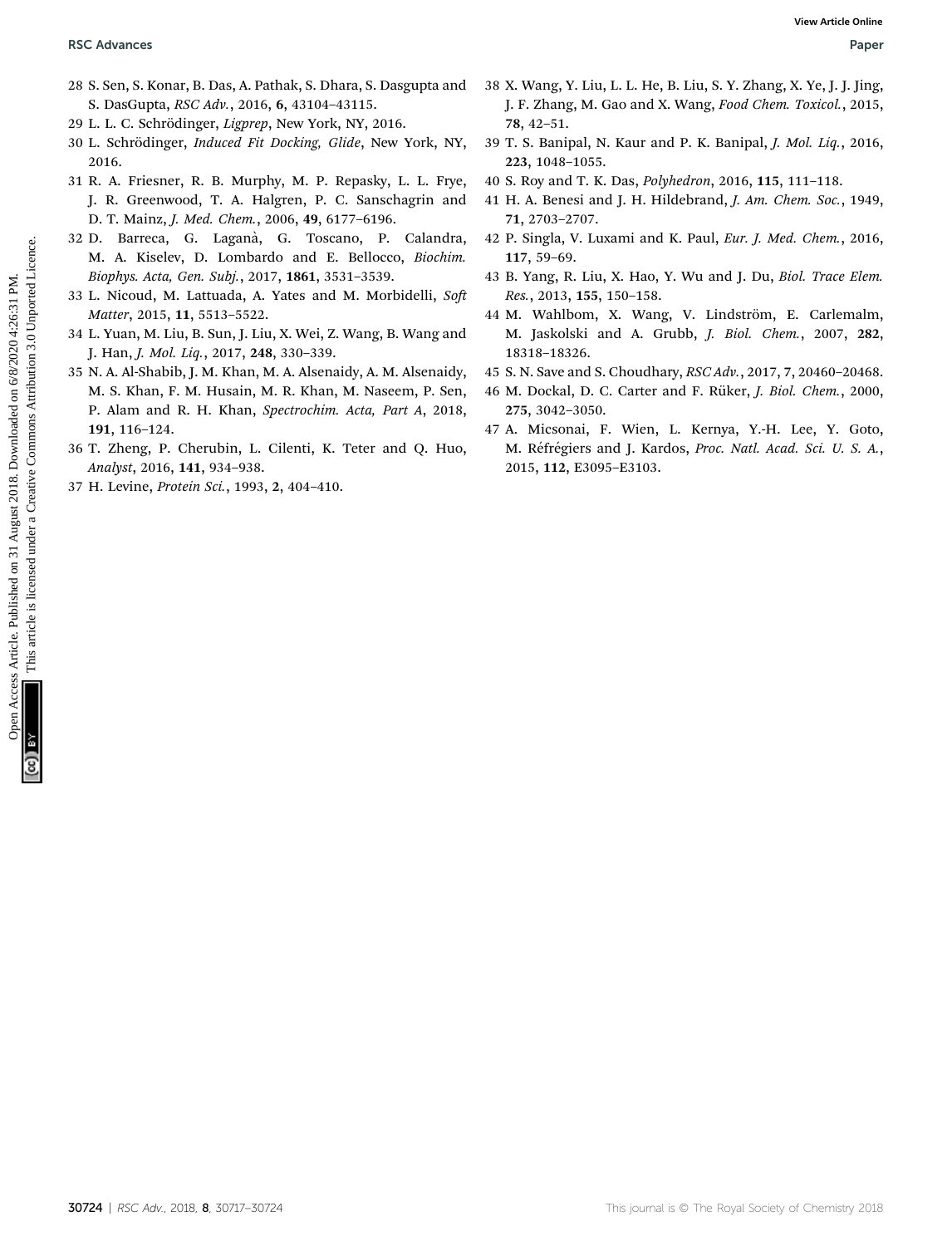28 S. Sen, S. Konar, B. Das, A. Pathak, S. Dhara, S. Dasgupta and S. DasGupta, *RSC Adv.*, 2016, **6**, 43104–43115.

29 L. L. C. Schrödinger, *Ligprep*, New York, NY, 2016.

30 L. Schrödinger, *Induced Fit Docking, Glide*, New York, NY, 2016.

31 R. A. Friesner, R. B. Murphy, M. P. Repasky, L. L. Frye, J. R. Greenwood, T. A. Halgren, P. C. Sanschagrin and D. T. Mainz, *J. Med. Chem.*, 2006, **49**, 6177–6196.

32 D. Barreca, G. Laganà, G. Toscano, P. Calandra, M. A. Kiselev, D. Lombardo and E. Bellocco, *Biochim. Biophys. Acta, Gen. Subj.*, 2017, **1861**, 3531–3539.

33 L. Nicoud, M. Lattuada, A. Yates and M. Morbidelli, *Soft Matter*, 2015, **11**, 5513–5522.

34 L. Yuan, M. Liu, B. Sun, J. Liu, X. Wei, Z. Wang, B. Wang and J. Han, *J. Mol. Liq.*, 2017, **248**, 330–339.

35 N. A. Al-Shabib, J. M. Khan, M. A. Alsenaidy, A. M. Alsenaidy, M. S. Khan, F. M. Husain, M. R. Khan, M. Naseem, P. Sen, P. Alam and R. H. Khan, *Spectrochim. Acta, Part A*, 2018, **191**, 116–124.

36 T. Zheng, P. Cherubin, L. Cilenti, K. Teter and Q. Huo, *Analyst*, 2016, **141**, 934–938.

37 H. Levine, *Protein Sci.*, 1993, **2**, 404–410.

38 X. Wang, Y. Liu, L. L. He, B. Liu, S. Y. Zhang, X. Ye, J. J. Jing, J. F. Zhang, M. Gao and X. Wang, *Food Chem. Toxicol.*, 2015, **78**, 42–51.

39 T. S. Banipal, N. Kaur and P. K. Banipal, *J. Mol. Liq.*, 2016, **223**, 1048–1055.

40 S. Roy and T. K. Das, *Polyhedron*, 2016, **115**, 111–118.

41 H. A. Benesi and J. H. Hildebrand, *J. Am. Chem. Soc.*, 1949, **71**, 2703–2707.

42 P. Singla, V. Luxami and K. Paul, *Eur. J. Med. Chem.*, 2016, **117**, 59–69.

43 B. Yang, R. Liu, X. Hao, Y. Wu and J. Du, *Biol. Trace Elem. Res.*, 2013, **155**, 150–158.

44 M. Wahlbom, X. Wang, V. Lindström, E. Carlemalm, M. Jaskolski and A. Grubb, *J. Biol. Chem.*, 2007, **282**, 18318–18326.

45 S. N. Save and S. Choudhary, *RSC Adv.*, 2017, **7**, 20460–20468.

46 M. Dockal, D. C. Carter and F. Rüker, *J. Biol. Chem.*, 2000, **275**, 3042–3050.

47 A. Micsonai, F. Wien, L. Kernya, Y.-H. Lee, Y. Goto, M. Réfrégiers and J. Kardos, *Proc. Natl. Acad. Sci. U. S. A.*, 2015, **112**, E3095–E3103.